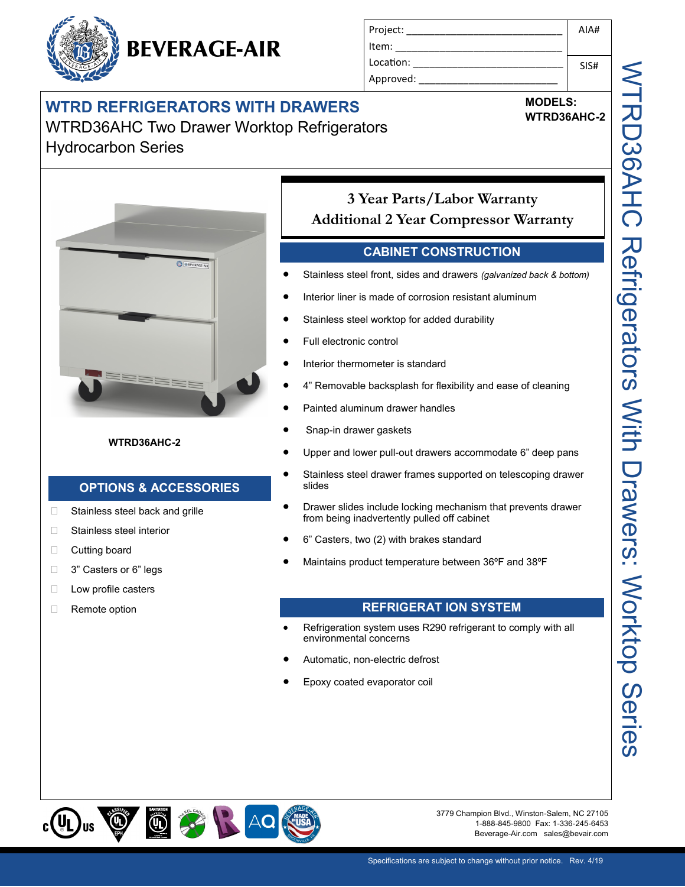# BEVERAGE-AIR

| Project: | AIA# |
|---|---|
| Item: | |
| Location: | SIS# |
| Approved: | |

## WTRD REFRIGERATORS WITH DRAWERS

WTRD36AHC Two Drawer Worktop Refrigerators
Hydrocarbon Series

**MODELS:**
**WTRD36AHC-2**

WTRD36AHC-2

### 3 Year Parts/Labor Warranty
### Additional 2 Year Compressor Warranty

## CABINET CONSTRUCTION

- Stainless steel front, sides and drawers *(galvanized back & bottom)*
- Interior liner is made of corrosion resistant aluminum
- Stainless steel worktop for added durability
- Full electronic control
- Interior thermometer is standard
- 4” Removable backsplash for flexibility and ease of cleaning
- Painted aluminum drawer handles
- Snap-in drawer gaskets
- Upper and lower pull-out drawers accommodate 6” deep pans
- Stainless steel drawer frames supported on telescoping drawer slides
- Drawer slides include locking mechanism that prevents drawer from being inadvertently pulled off cabinet
- 6” Casters, two (2) with brakes standard
- Maintains product temperature between 36ºF and 38ºF

## OPTIONS & ACCESSORIES

- ☐ Stainless steel back and grille
- ☐ Stainless steel interior
- ☐ Cutting board
- ☐ 3” Casters or 6” legs
- ☐ Low profile casters
- ☐ Remote option

## REFRIGERAT ION SYSTEM

- Refrigeration system uses R290 refrigerant to comply with all environmental concerns
- Automatic, non-electric defrost
- Epoxy coated evaporator coil

WTRD36AHC Refrigerators With Drawers: Worktop Series

3779 Champion Blvd., Winston-Salem, NC 27105
1-888-845-9800 Fax: 1-336-245-6453
Beverage-Air.com sales@bevair.com

Specifications are subject to change without prior notice. Rev. 4/19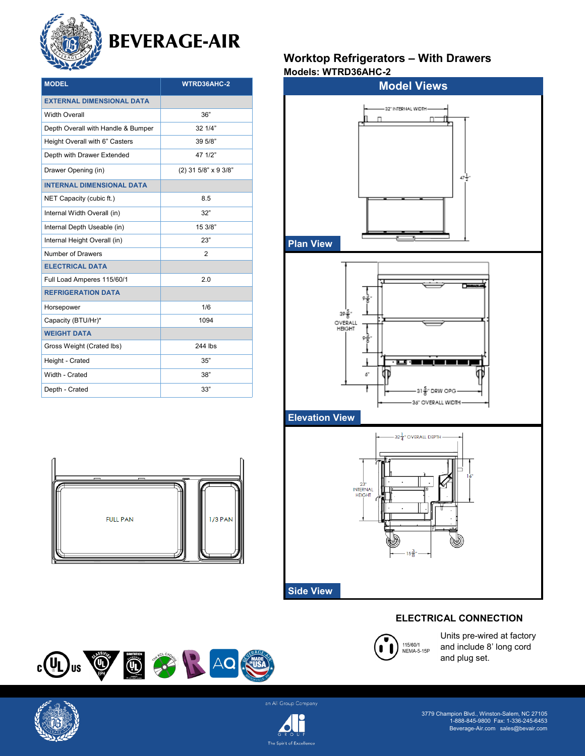# BEVERAGE-AIR

## Worktop Refrigerators – With Drawers

### Models: WTRD36AHC-2

| MODEL | WTRD36AHC-2 |
|---|---|
| **EXTERNAL DIMENSIONAL DATA** | |
| Width Overall | 36" |
| Depth Overall with Handle & Bumper | 32 1/4" |
| Height Overall with 6" Casters | 39 5/8" |
| Depth with Drawer Extended | 47 1/2" |
| Drawer Opening (in) | (2) 31 5/8" x 9 3/8" |
| **INTERNAL DIMENSIONAL DATA** | |
| NET Capacity (cubic ft.) | 8.5 |
| Internal Width Overall (in) | 32" |
| Internal Depth Useable (in) | 15 3/8" |
| Internal Height Overall (in) | 23" |
| Number of Drawers | 2 |
| **ELECTRICAL DATA** | |
| Full Load Amperes 115/60/1 | 2.0 |
| **REFRIGERATION DATA** | |
| Horsepower | 1/6 |
| Capacity (BTU/Hr)* | 1094 |
| **WEIGHT DATA** | |
| Gross Weight (Crated lbs) | 244 lbs |
| Height - Crated | 35" |
| Width - Crated | 38" |
| Depth - Crated | 33" |

FULL PAN

1/3 PAN

## Model Views

32" INTERNAL WIDTH

47 1/2"

Plan View

9 3/8"

39 5/8" OVERALL HEIGHT

9 3/8"

6"

31 5/8" DRW OPG

36" OVERALL WIDTH

Elevation View

32 1/4" OVERALL DEPTH

16"

23" INTERNAL HEIGHT

15 3/8"

Side View

## ELECTRICAL CONNECTION

115/60/1
NEMA-5-15P

Units pre-wired at factory and include 8' long cord and plug set.

an Ali Group Company

The Spirit of Excellence

3779 Champion Blvd., Winston-Salem, NC 27105
1-888-845-9800 Fax: 1-336-245-6453
Beverage-Air.com sales@bevair.com